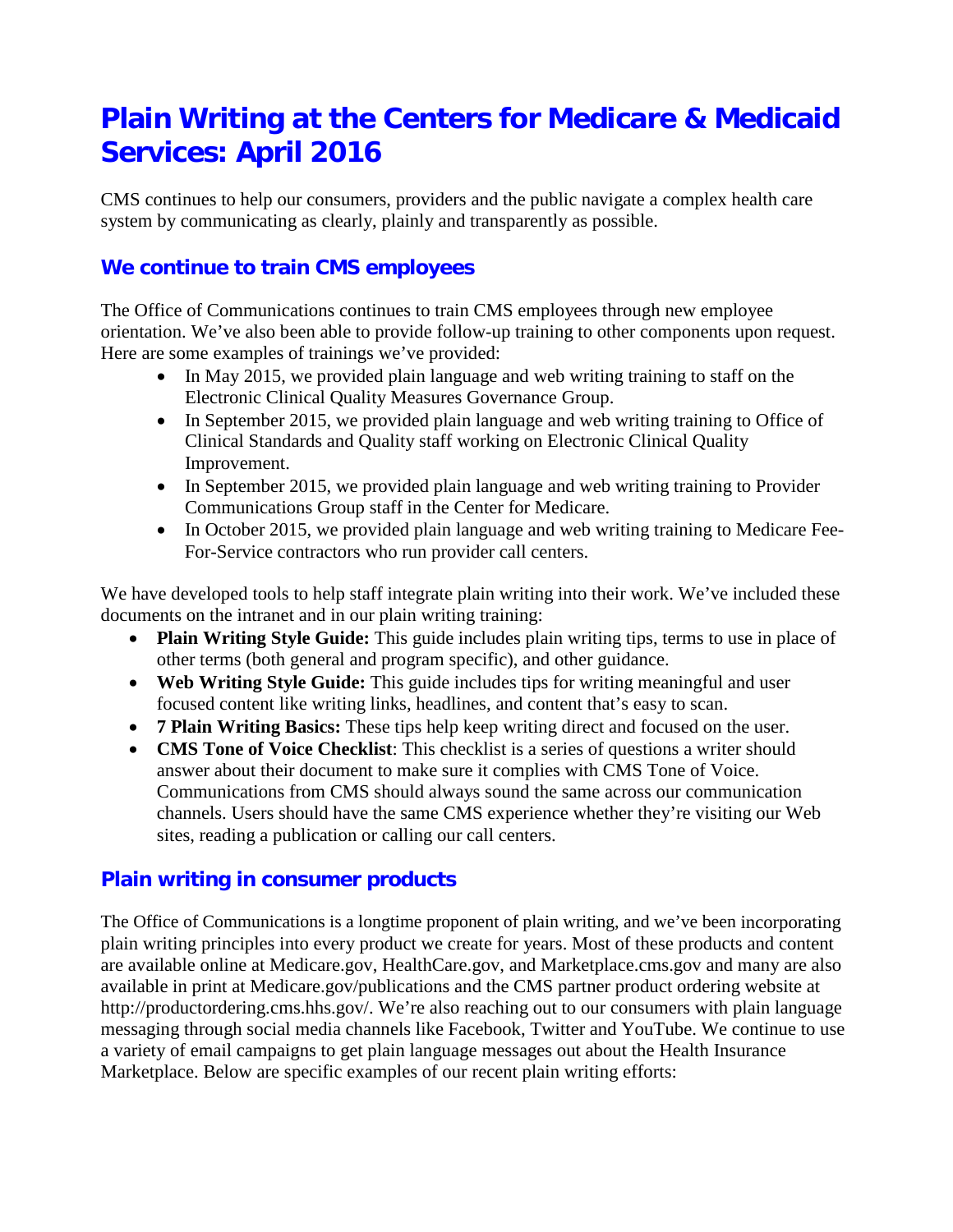# Plain Writing at the Centers for Medicare & Medicaid Services: April 2016

CMS continues to help our consumers, providers and the public navigate a complex health care system by communicating as clearly, plainly and transparently as possible.

## We continue to train CMS employees

The Office of Communications continues to train CMS employees through new employee orientation. We've also been able to provide follow-up training to other components upon request. Here are some examples of trainings we've provided:

- In May 2015, we provided plain language and web writing training to staff on the Electronic Clinical Quality Measures Governance Group.
- In September 2015, we provided plain language and web writing training to Office of Clinical Standards and Quality staff working on Electronic Clinical Quality Improvement.
- In September 2015, we provided plain language and web writing training to Provider Communications Group staff in the Center for Medicare.
- In October 2015, we provided plain language and web writing training to Medicare Fee-For-Service contractors who run provider call centers.

We have developed tools to help staff integrate plain writing into their work. We've included these documents on the intranet and in our plain writing training:

- **Plain Writing Style Guide:** This guide includes plain writing tips, terms to use in place of other terms (both general and program specific), and other guidance.
- **Web Writing Style Guide:** This guide includes tips for writing meaningful and user focused content like writing links, headlines, and content that's easy to scan.
- **7 Plain Writing Basics:** These tips help keep writing direct and focused on the user.
- **CMS Tone of Voice Checklist**: This checklist is a series of questions a writer should answer about their document to make sure it complies with CMS Tone of Voice. Communications from CMS should always sound the same across our communication channels. Users should have the same CMS experience whether they're visiting our Web sites, reading a publication or calling our call centers.

## Plain writing in consumer products

The Office of Communications is a longtime proponent of plain writing, and we've been incorporating plain writing principles into every product we create for years. Most of these products and content are available online at Medicare.gov, HealthCare.gov, and Marketplace.cms.gov and many are also available in print at Medicare.gov/publications and the CMS partner product ordering website at http://productordering.cms.hhs.gov/. We're also reaching out to our consumers with plain language messaging through social media channels like Facebook, Twitter and YouTube. We continue to use a variety of email campaigns to get plain language messages out about the Health Insurance Marketplace. Below are specific examples of our recent plain writing efforts: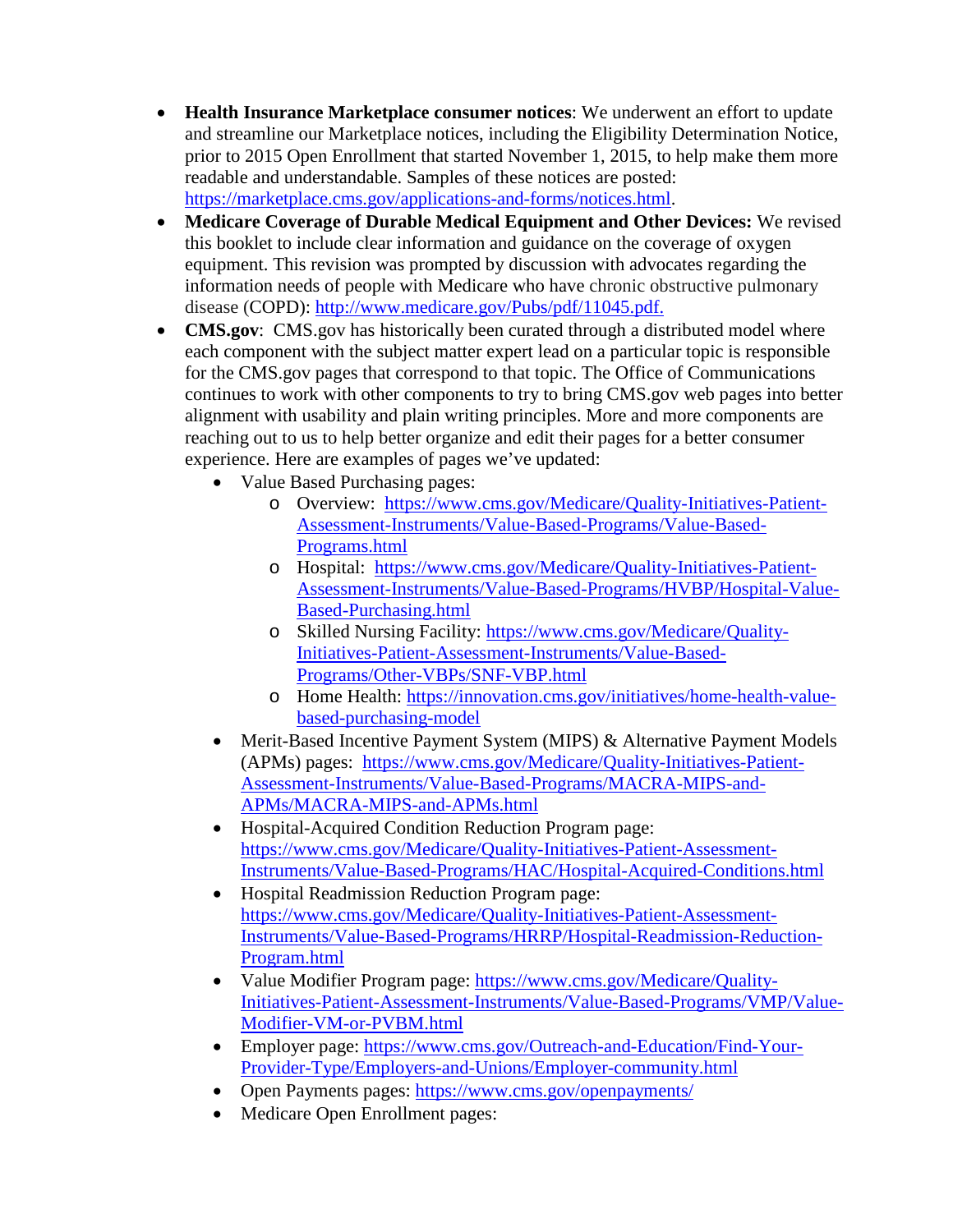- **Health Insurance Marketplace consumer notices**: We underwent an effort to update and streamline our Marketplace notices, including the Eligibility Determination Notice, prior to 2015 Open Enrollment that started November 1, 2015, to help make them more readable and understandable. Samples of these notices are posted: https://marketplace.cms.gov/applications-and-forms/notices.html.
- **Medicare Coverage of Durable Medical Equipment and Other Devices:** We revised this booklet to include clear information and guidance on the coverage of oxygen equipment. This revision was prompted by discussion with advocates regarding the information needs of people with Medicare who have chronic obstructive pulmonary disease (COPD): http://www.medicare.gov/Pubs/pdf/11045.pdf.
- **CMS.gov**: CMS.gov has historically been curated through a distributed model where each component with the subject matter expert lead on a particular topic is responsible for the CMS.gov pages that correspond to that topic. The Office of Communications continues to work with other components to try to bring CMS.gov web pages into better alignment with usability and plain writing principles. More and more components are reaching out to us to help better organize and edit their pages for a better consumer experience. Here are examples of pages we've updated:
  - Value Based Purchasing pages:
    - Overview: https://www.cms.gov/Medicare/Quality-Initiatives-Patient-Assessment-Instruments/Value-Based-Programs/Value-Based-Programs.html
    - Hospital: https://www.cms.gov/Medicare/Quality-Initiatives-Patient-Assessment-Instruments/Value-Based-Programs/HVBP/Hospital-Value-Based-Purchasing.html
    - Skilled Nursing Facility: https://www.cms.gov/Medicare/Quality-Initiatives-Patient-Assessment-Instruments/Value-Based-Programs/Other-VBPs/SNF-VBP.html
    - Home Health: https://innovation.cms.gov/initiatives/home-health-value-based-purchasing-model
  - Merit-Based Incentive Payment System (MIPS) & Alternative Payment Models (APMs) pages: https://www.cms.gov/Medicare/Quality-Initiatives-Patient-Assessment-Instruments/Value-Based-Programs/MACRA-MIPS-and-APMs/MACRA-MIPS-and-APMs.html
  - Hospital-Acquired Condition Reduction Program page: https://www.cms.gov/Medicare/Quality-Initiatives-Patient-Assessment-Instruments/Value-Based-Programs/HAC/Hospital-Acquired-Conditions.html
  - Hospital Readmission Reduction Program page: https://www.cms.gov/Medicare/Quality-Initiatives-Patient-Assessment-Instruments/Value-Based-Programs/HRRP/Hospital-Readmission-Reduction-Program.html
  - Value Modifier Program page: https://www.cms.gov/Medicare/Quality-Initiatives-Patient-Assessment-Instruments/Value-Based-Programs/VMP/Value-Modifier-VM-or-PVBM.html
  - Employer page: https://www.cms.gov/Outreach-and-Education/Find-Your-Provider-Type/Employers-and-Unions/Employer-community.html
  - Open Payments pages: https://www.cms.gov/openpayments/
  - Medicare Open Enrollment pages: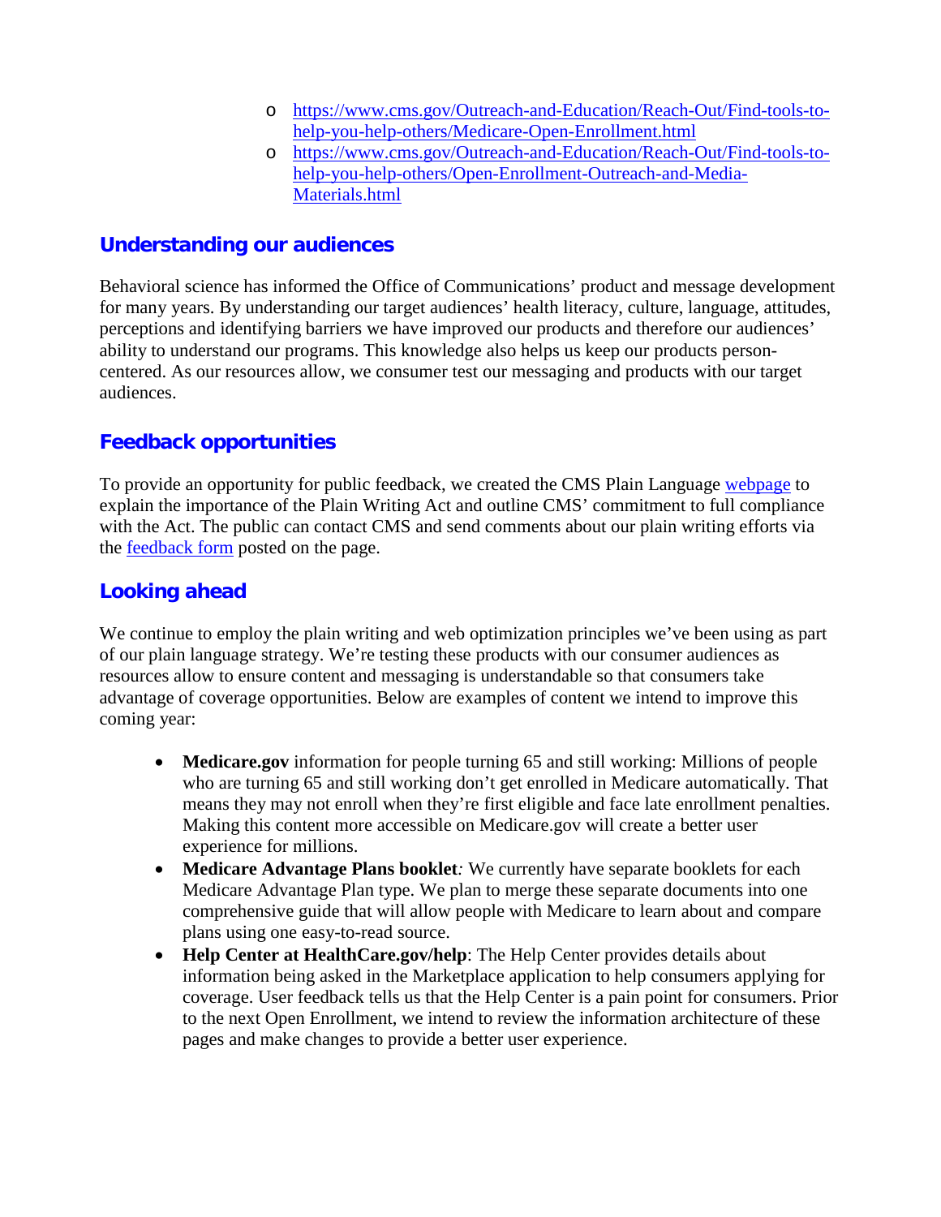- https://www.cms.gov/Outreach-and-Education/Reach-Out/Find-tools-to-help-you-help-others/Medicare-Open-Enrollment.html
  - https://www.cms.gov/Outreach-and-Education/Reach-Out/Find-tools-to-help-you-help-others/Open-Enrollment-Outreach-and-Media-Materials.html

## Understanding our audiences

Behavioral science has informed the Office of Communications' product and message development for many years. By understanding our target audiences' health literacy, culture, language, attitudes, perceptions and identifying barriers we have improved our products and therefore our audiences' ability to understand our programs. This knowledge also helps us keep our products person-centered. As our resources allow, we consumer test our messaging and products with our target audiences.

## Feedback opportunities

To provide an opportunity for public feedback, we created the CMS Plain Language webpage to explain the importance of the Plain Writing Act and outline CMS' commitment to full compliance with the Act. The public can contact CMS and send comments about our plain writing efforts via the feedback form posted on the page.

## Looking ahead

We continue to employ the plain writing and web optimization principles we've been using as part of our plain language strategy. We're testing these products with our consumer audiences as resources allow to ensure content and messaging is understandable so that consumers take advantage of coverage opportunities. Below are examples of content we intend to improve this coming year:

- **Medicare.gov** information for people turning 65 and still working: Millions of people who are turning 65 and still working don't get enrolled in Medicare automatically. That means they may not enroll when they're first eligible and face late enrollment penalties. Making this content more accessible on Medicare.gov will create a better user experience for millions.
- **Medicare Advantage Plans booklet***:* We currently have separate booklets for each Medicare Advantage Plan type. We plan to merge these separate documents into one comprehensive guide that will allow people with Medicare to learn about and compare plans using one easy-to-read source.
- **Help Center at HealthCare.gov/help**: The Help Center provides details about information being asked in the Marketplace application to help consumers applying for coverage. User feedback tells us that the Help Center is a pain point for consumers. Prior to the next Open Enrollment, we intend to review the information architecture of these pages and make changes to provide a better user experience.